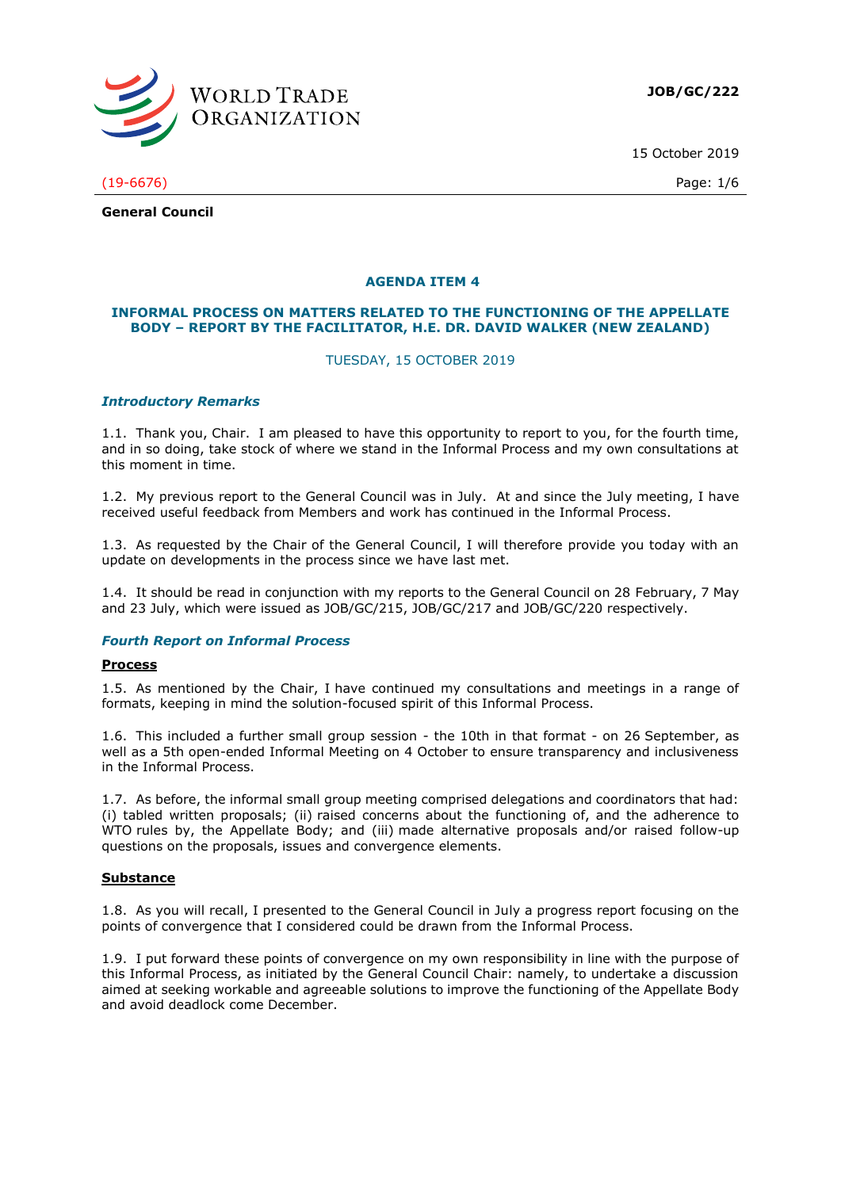**JOB/GC/222**

15 October 2019

(19-6676)

**General Council**

## AGENDA ITEM 4

## INFORMAL PROCESS ON MATTERS RELATED TO THE FUNCTIONING OF THE APPELLATE BODY – REPORT BY THE FACILITATOR, H.E. DR. DAVID WALKER (NEW ZEALAND)

TUESDAY, 15 OCTOBER 2019

### *Introductory Remarks*

1.1. Thank you, Chair. I am pleased to have this opportunity to report to you, for the fourth time, and in so doing, take stock of where we stand in the Informal Process and my own consultations at this moment in time.

1.2. My previous report to the General Council was in July. At and since the July meeting, I have received useful feedback from Members and work has continued in the Informal Process.

1.3. As requested by the Chair of the General Council, I will therefore provide you today with an update on developments in the process since we have last met.

1.4. It should be read in conjunction with my reports to the General Council on 28 February, 7 May and 23 July, which were issued as JOB/GC/215, JOB/GC/217 and JOB/GC/220 respectively.

### *Fourth Report on Informal Process*

#### Process

1.5. As mentioned by the Chair, I have continued my consultations and meetings in a range of formats, keeping in mind the solution-focused spirit of this Informal Process.

1.6. This included a further small group session - the 10th in that format - on 26 September, as well as a 5th open-ended Informal Meeting on 4 October to ensure transparency and inclusiveness in the Informal Process.

1.7. As before, the informal small group meeting comprised delegations and coordinators that had: (i) tabled written proposals; (ii) raised concerns about the functioning of, and the adherence to WTO rules by, the Appellate Body; and (iii) made alternative proposals and/or raised follow-up questions on the proposals, issues and convergence elements.

#### Substance

1.8. As you will recall, I presented to the General Council in July a progress report focusing on the points of convergence that I considered could be drawn from the Informal Process.

1.9. I put forward these points of convergence on my own responsibility in line with the purpose of this Informal Process, as initiated by the General Council Chair: namely, to undertake a discussion aimed at seeking workable and agreeable solutions to improve the functioning of the Appellate Body and avoid deadlock come December.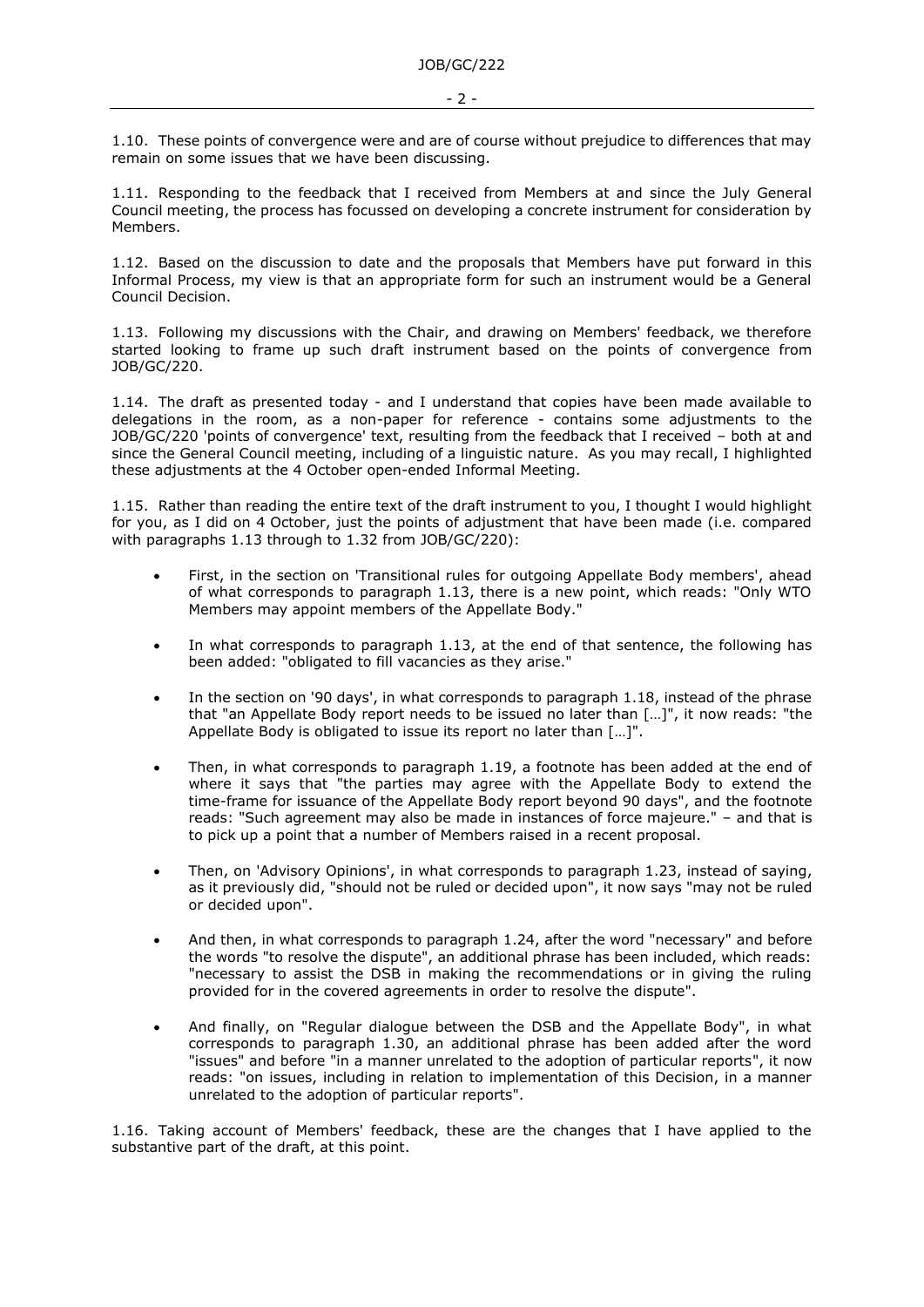1.10. These points of convergence were and are of course without prejudice to differences that may remain on some issues that we have been discussing.

1.11. Responding to the feedback that I received from Members at and since the July General Council meeting, the process has focussed on developing a concrete instrument for consideration by Members.

1.12. Based on the discussion to date and the proposals that Members have put forward in this Informal Process, my view is that an appropriate form for such an instrument would be a General Council Decision.

1.13. Following my discussions with the Chair, and drawing on Members' feedback, we therefore started looking to frame up such draft instrument based on the points of convergence from JOB/GC/220.

1.14. The draft as presented today - and I understand that copies have been made available to delegations in the room, as a non-paper for reference - contains some adjustments to the JOB/GC/220 'points of convergence' text, resulting from the feedback that I received – both at and since the General Council meeting, including of a linguistic nature. As you may recall, I highlighted these adjustments at the 4 October open-ended Informal Meeting.

1.15. Rather than reading the entire text of the draft instrument to you, I thought I would highlight for you, as I did on 4 October, just the points of adjustment that have been made (i.e. compared with paragraphs 1.13 through to 1.32 from JOB/GC/220):

- First, in the section on 'Transitional rules for outgoing Appellate Body members', ahead of what corresponds to paragraph 1.13, there is a new point, which reads: "Only WTO Members may appoint members of the Appellate Body."

- In what corresponds to paragraph 1.13, at the end of that sentence, the following has been added: "obligated to fill vacancies as they arise."

- In the section on '90 days', in what corresponds to paragraph 1.18, instead of the phrase that "an Appellate Body report needs to be issued no later than […]", it now reads: "the Appellate Body is obligated to issue its report no later than […]".

- Then, in what corresponds to paragraph 1.19, a footnote has been added at the end of where it says that "the parties may agree with the Appellate Body to extend the time-frame for issuance of the Appellate Body report beyond 90 days", and the footnote reads: "Such agreement may also be made in instances of force majeure." – and that is to pick up a point that a number of Members raised in a recent proposal.

- Then, on 'Advisory Opinions', in what corresponds to paragraph 1.23, instead of saying, as it previously did, "should not be ruled or decided upon", it now says "may not be ruled or decided upon".

- And then, in what corresponds to paragraph 1.24, after the word "necessary" and before the words "to resolve the dispute", an additional phrase has been included, which reads: "necessary to assist the DSB in making the recommendations or in giving the ruling provided for in the covered agreements in order to resolve the dispute".

- And finally, on "Regular dialogue between the DSB and the Appellate Body", in what corresponds to paragraph 1.30, an additional phrase has been added after the word "issues" and before "in a manner unrelated to the adoption of particular reports", it now reads: "on issues, including in relation to implementation of this Decision, in a manner unrelated to the adoption of particular reports".

1.16. Taking account of Members' feedback, these are the changes that I have applied to the substantive part of the draft, at this point.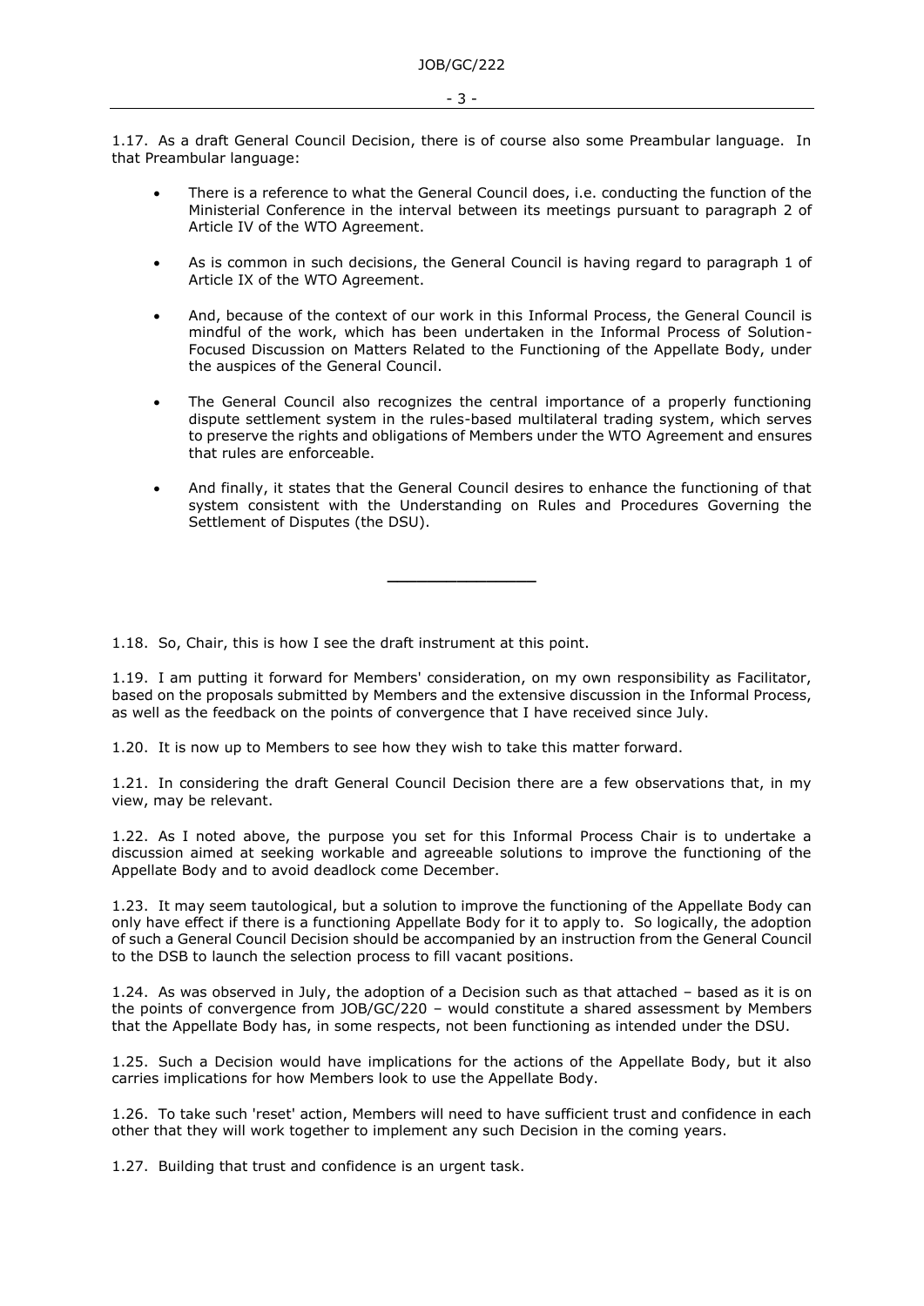1.17. As a draft General Council Decision, there is of course also some Preambular language. In that Preambular language:

- There is a reference to what the General Council does, i.e. conducting the function of the Ministerial Conference in the interval between its meetings pursuant to paragraph 2 of Article IV of the WTO Agreement.
- As is common in such decisions, the General Council is having regard to paragraph 1 of Article IX of the WTO Agreement.
- And, because of the context of our work in this Informal Process, the General Council is mindful of the work, which has been undertaken in the Informal Process of Solution-Focused Discussion on Matters Related to the Functioning of the Appellate Body, under the auspices of the General Council.
- The General Council also recognizes the central importance of a properly functioning dispute settlement system in the rules-based multilateral trading system, which serves to preserve the rights and obligations of Members under the WTO Agreement and ensures that rules are enforceable.
- And finally, it states that the General Council desires to enhance the functioning of that system consistent with the Understanding on Rules and Procedures Governing the Settlement of Disputes (the DSU).

---

1.18. So, Chair, this is how I see the draft instrument at this point.

1.19. I am putting it forward for Members' consideration, on my own responsibility as Facilitator, based on the proposals submitted by Members and the extensive discussion in the Informal Process, as well as the feedback on the points of convergence that I have received since July.

1.20. It is now up to Members to see how they wish to take this matter forward.

1.21. In considering the draft General Council Decision there are a few observations that, in my view, may be relevant.

1.22. As I noted above, the purpose you set for this Informal Process Chair is to undertake a discussion aimed at seeking workable and agreeable solutions to improve the functioning of the Appellate Body and to avoid deadlock come December.

1.23. It may seem tautological, but a solution to improve the functioning of the Appellate Body can only have effect if there is a functioning Appellate Body for it to apply to. So logically, the adoption of such a General Council Decision should be accompanied by an instruction from the General Council to the DSB to launch the selection process to fill vacant positions.

1.24. As was observed in July, the adoption of a Decision such as that attached – based as it is on the points of convergence from JOB/GC/220 – would constitute a shared assessment by Members that the Appellate Body has, in some respects, not been functioning as intended under the DSU.

1.25. Such a Decision would have implications for the actions of the Appellate Body, but it also carries implications for how Members look to use the Appellate Body.

1.26. To take such 'reset' action, Members will need to have sufficient trust and confidence in each other that they will work together to implement any such Decision in the coming years.

1.27. Building that trust and confidence is an urgent task.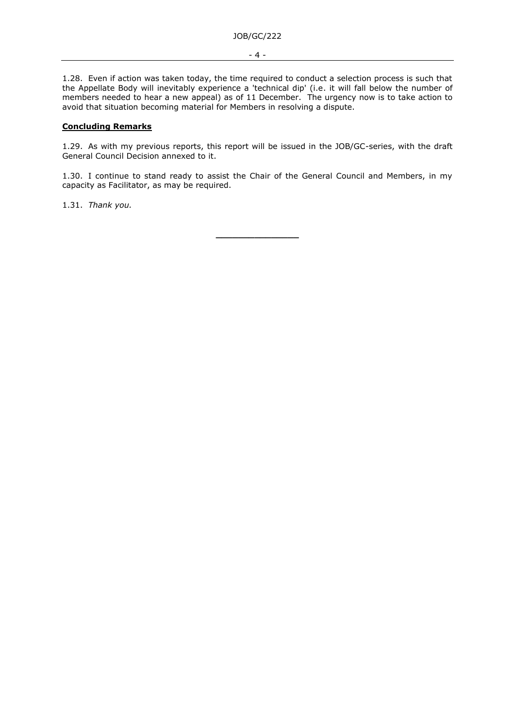1.28. Even if action was taken today, the time required to conduct a selection process is such that the Appellate Body will inevitably experience a 'technical dip' (i.e. it will fall below the number of members needed to hear a new appeal) as of 11 December. The urgency now is to take action to avoid that situation becoming material for Members in resolving a dispute.

**Concluding Remarks**

1.29. As with my previous reports, this report will be issued in the JOB/GC-series, with the draft General Council Decision annexed to it.

1.30. I continue to stand ready to assist the Chair of the General Council and Members, in my capacity as Facilitator, as may be required.

1.31. *Thank you.*

---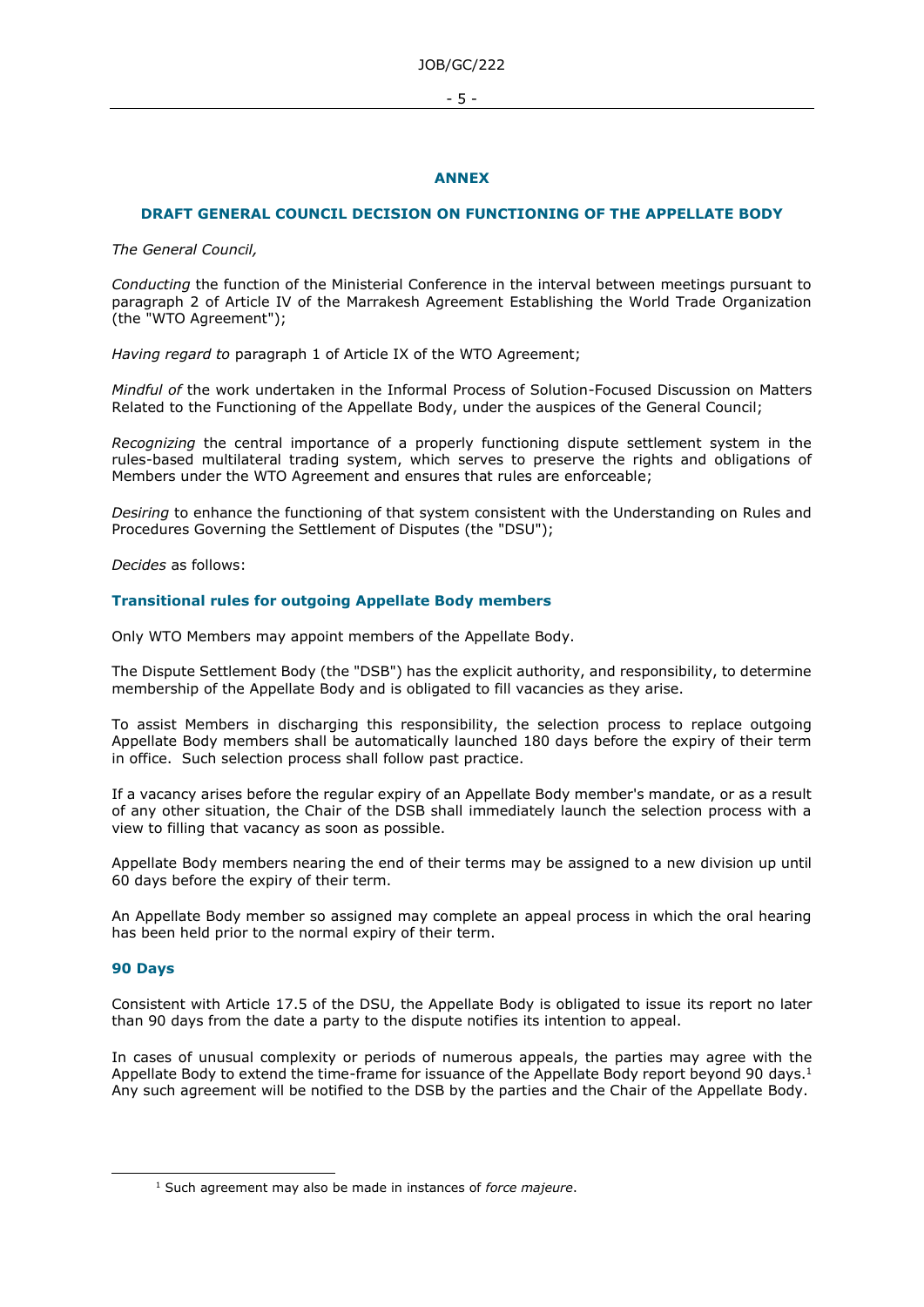## ANNEX

## DRAFT GENERAL COUNCIL DECISION ON FUNCTIONING OF THE APPELLATE BODY

*The General Council,*

*Conducting* the function of the Ministerial Conference in the interval between meetings pursuant to paragraph 2 of Article IV of the Marrakesh Agreement Establishing the World Trade Organization (the "WTO Agreement");

*Having regard to* paragraph 1 of Article IX of the WTO Agreement;

*Mindful of* the work undertaken in the Informal Process of Solution-Focused Discussion on Matters Related to the Functioning of the Appellate Body, under the auspices of the General Council;

*Recognizing* the central importance of a properly functioning dispute settlement system in the rules-based multilateral trading system, which serves to preserve the rights and obligations of Members under the WTO Agreement and ensures that rules are enforceable;

*Desiring* to enhance the functioning of that system consistent with the Understanding on Rules and Procedures Governing the Settlement of Disputes (the "DSU");

*Decides* as follows:

### Transitional rules for outgoing Appellate Body members

Only WTO Members may appoint members of the Appellate Body.

The Dispute Settlement Body (the "DSB") has the explicit authority, and responsibility, to determine membership of the Appellate Body and is obligated to fill vacancies as they arise.

To assist Members in discharging this responsibility, the selection process to replace outgoing Appellate Body members shall be automatically launched 180 days before the expiry of their term in office. Such selection process shall follow past practice.

If a vacancy arises before the regular expiry of an Appellate Body member's mandate, or as a result of any other situation, the Chair of the DSB shall immediately launch the selection process with a view to filling that vacancy as soon as possible.

Appellate Body members nearing the end of their terms may be assigned to a new division up until 60 days before the expiry of their term.

An Appellate Body member so assigned may complete an appeal process in which the oral hearing has been held prior to the normal expiry of their term.

### 90 Days

Consistent with Article 17.5 of the DSU, the Appellate Body is obligated to issue its report no later than 90 days from the date a party to the dispute notifies its intention to appeal.

In cases of unusual complexity or periods of numerous appeals, the parties may agree with the Appellate Body to extend the time-frame for issuance of the Appellate Body report beyond 90 days.[1] Any such agreement will be notified to the DSB by the parties and the Chair of the Appellate Body.

[1] Such agreement may also be made in instances of *force majeure*.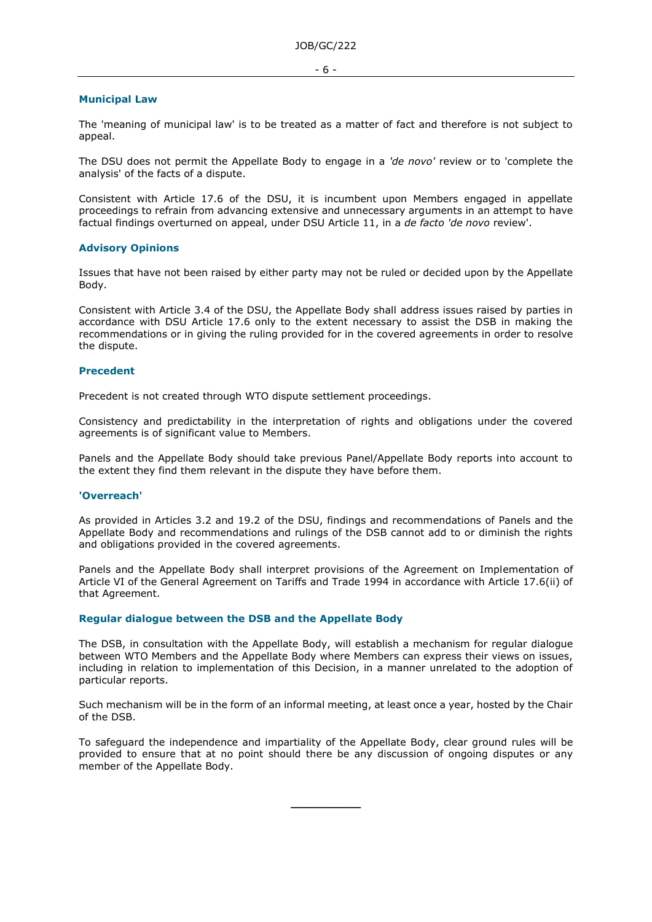### Municipal Law

The 'meaning of municipal law' is to be treated as a matter of fact and therefore is not subject to appeal.

The DSU does not permit the Appellate Body to engage in a *'de novo'* review or to 'complete the analysis' of the facts of a dispute.

Consistent with Article 17.6 of the DSU, it is incumbent upon Members engaged in appellate proceedings to refrain from advancing extensive and unnecessary arguments in an attempt to have factual findings overturned on appeal, under DSU Article 11, in a *de facto 'de novo* review'.

### Advisory Opinions

Issues that have not been raised by either party may not be ruled or decided upon by the Appellate Body.

Consistent with Article 3.4 of the DSU, the Appellate Body shall address issues raised by parties in accordance with DSU Article 17.6 only to the extent necessary to assist the DSB in making the recommendations or in giving the ruling provided for in the covered agreements in order to resolve the dispute.

### Precedent

Precedent is not created through WTO dispute settlement proceedings.

Consistency and predictability in the interpretation of rights and obligations under the covered agreements is of significant value to Members.

Panels and the Appellate Body should take previous Panel/Appellate Body reports into account to the extent they find them relevant in the dispute they have before them.

### 'Overreach'

As provided in Articles 3.2 and 19.2 of the DSU, findings and recommendations of Panels and the Appellate Body and recommendations and rulings of the DSB cannot add to or diminish the rights and obligations provided in the covered agreements.

Panels and the Appellate Body shall interpret provisions of the Agreement on Implementation of Article VI of the General Agreement on Tariffs and Trade 1994 in accordance with Article 17.6(ii) of that Agreement.

### Regular dialogue between the DSB and the Appellate Body

The DSB, in consultation with the Appellate Body, will establish a mechanism for regular dialogue between WTO Members and the Appellate Body where Members can express their views on issues, including in relation to implementation of this Decision, in a manner unrelated to the adoption of particular reports.

Such mechanism will be in the form of an informal meeting, at least once a year, hosted by the Chair of the DSB.

To safeguard the independence and impartiality of the Appellate Body, clear ground rules will be provided to ensure that at no point should there be any discussion of ongoing disputes or any member of the Appellate Body.

__________